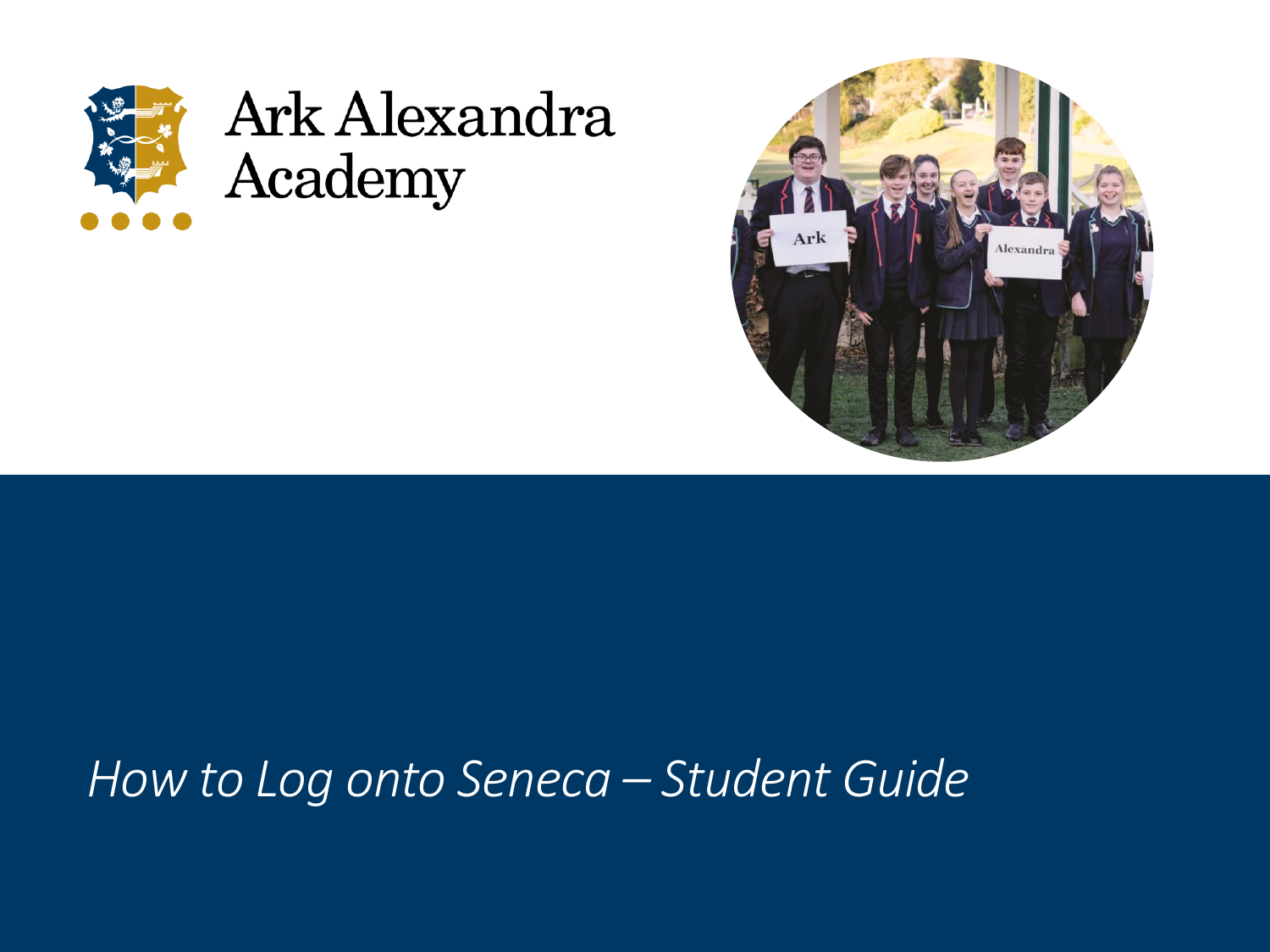# Ark Alexandra Academy

*How to Log onto Seneca – Student Guide*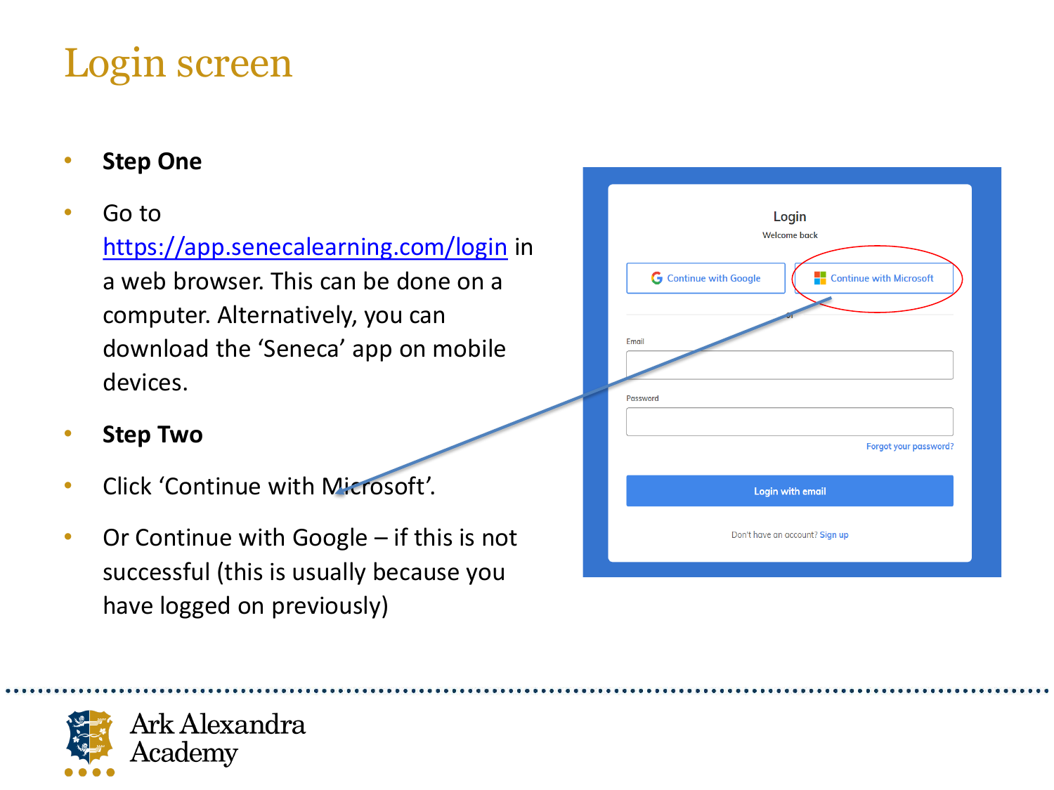# Login screen

- **Step One**
- Go to [https://app.senecalearning.com/login](https://app.senecalearning.com/login) in a web browser. This can be done on a computer. Alternatively, you can download the 'Seneca' app on mobile devices.
- **Step Two**
- Click 'Continue with Microsoft'.
- Or Continue with Google – if this is not successful (this is usually because you have logged on previously)

Login

Welcome back

Continue with Google | Continue with Microsoft

Email

Password

Forgot your password?

Login with email

Don't have an account? Sign up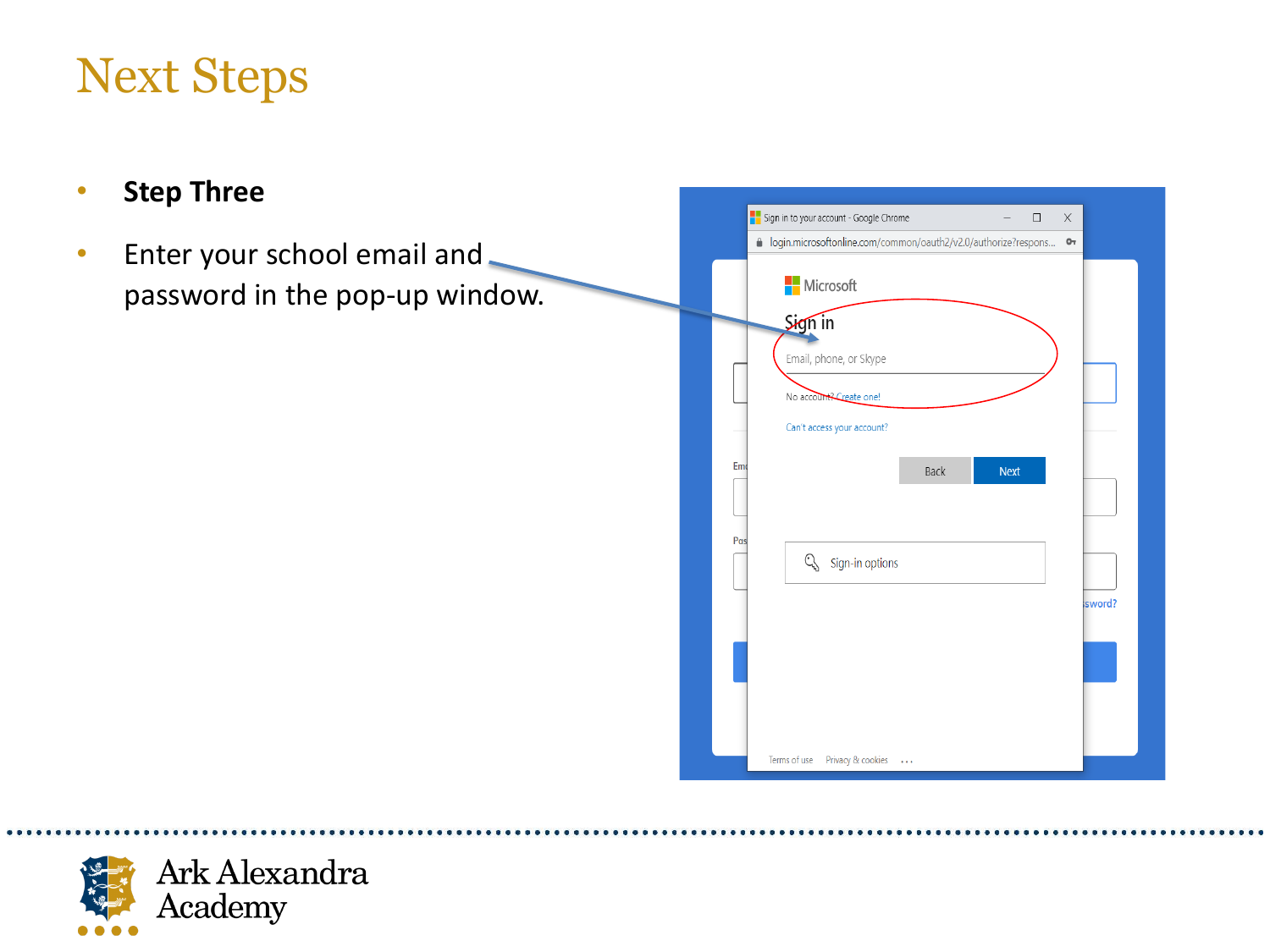# Next Steps

- **Step Three**
- Enter your school email and password in the pop-up window.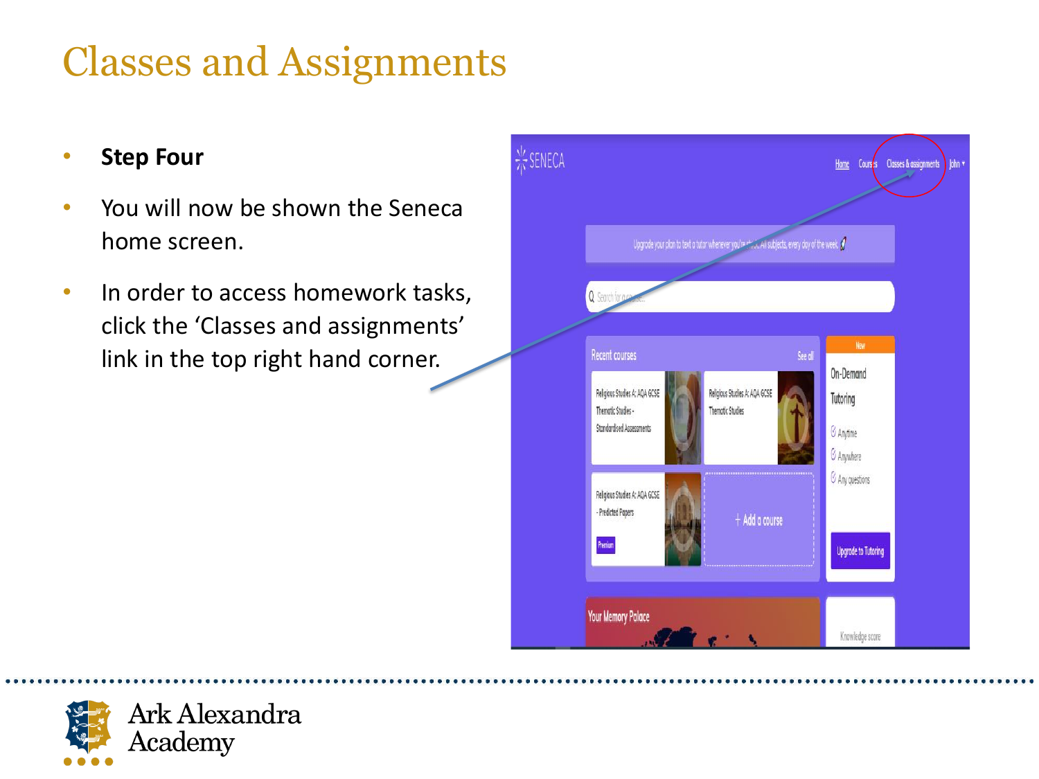# Classes and Assignments

- **Step Four**
- You will now be shown the Seneca home screen.
- In order to access homework tasks, click the 'Classes and assignments' link in the top right hand corner.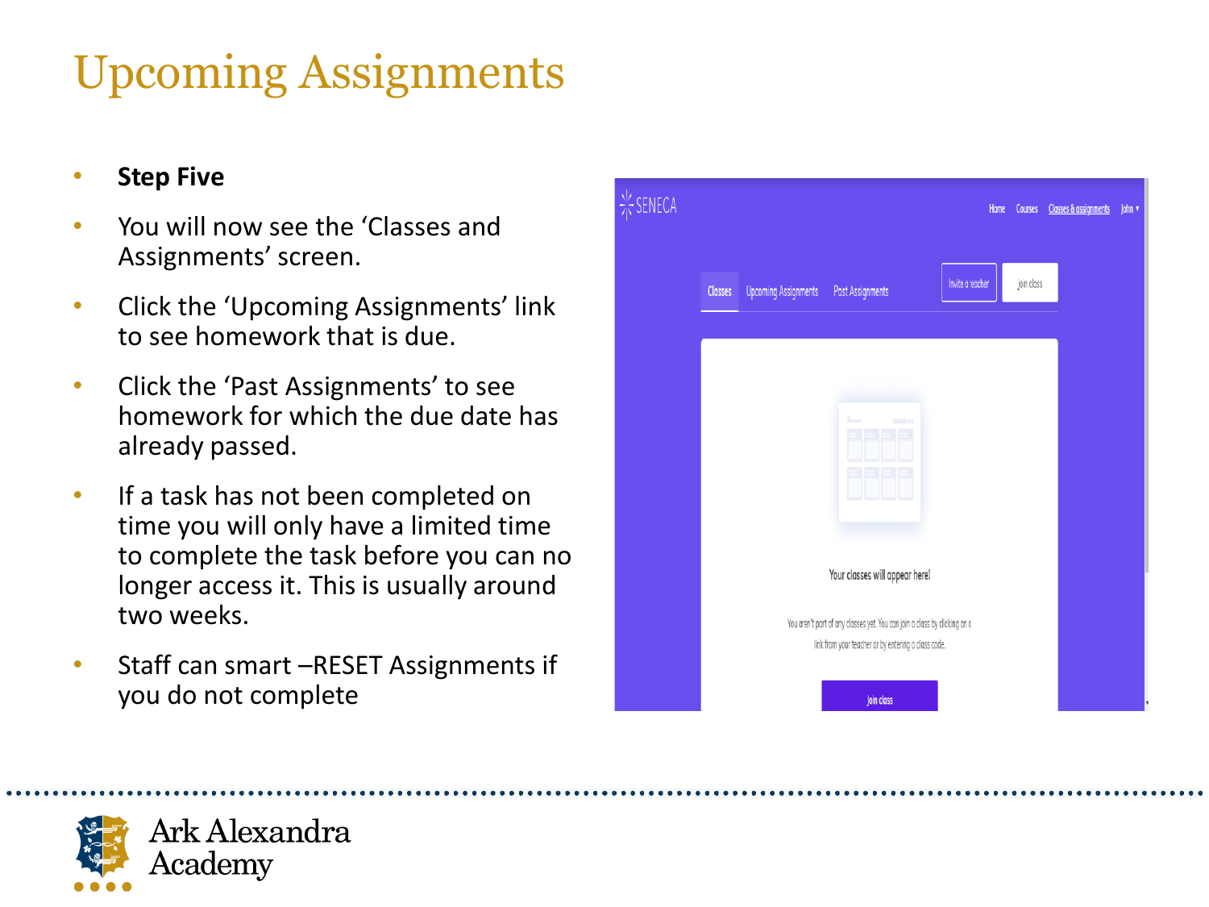# Upcoming Assignments

- **Step Five**
- You will now see the 'Classes and Assignments' screen.
- Click the 'Upcoming Assignments' link to see homework that is due.
- Click the 'Past Assignments' to see homework for which the due date has already passed.
- If a task has not been completed on time you will only have a limited time to complete the task before you can no longer access it. This is usually around two weeks.
- Staff can smart –RESET Assignments if you do not complete